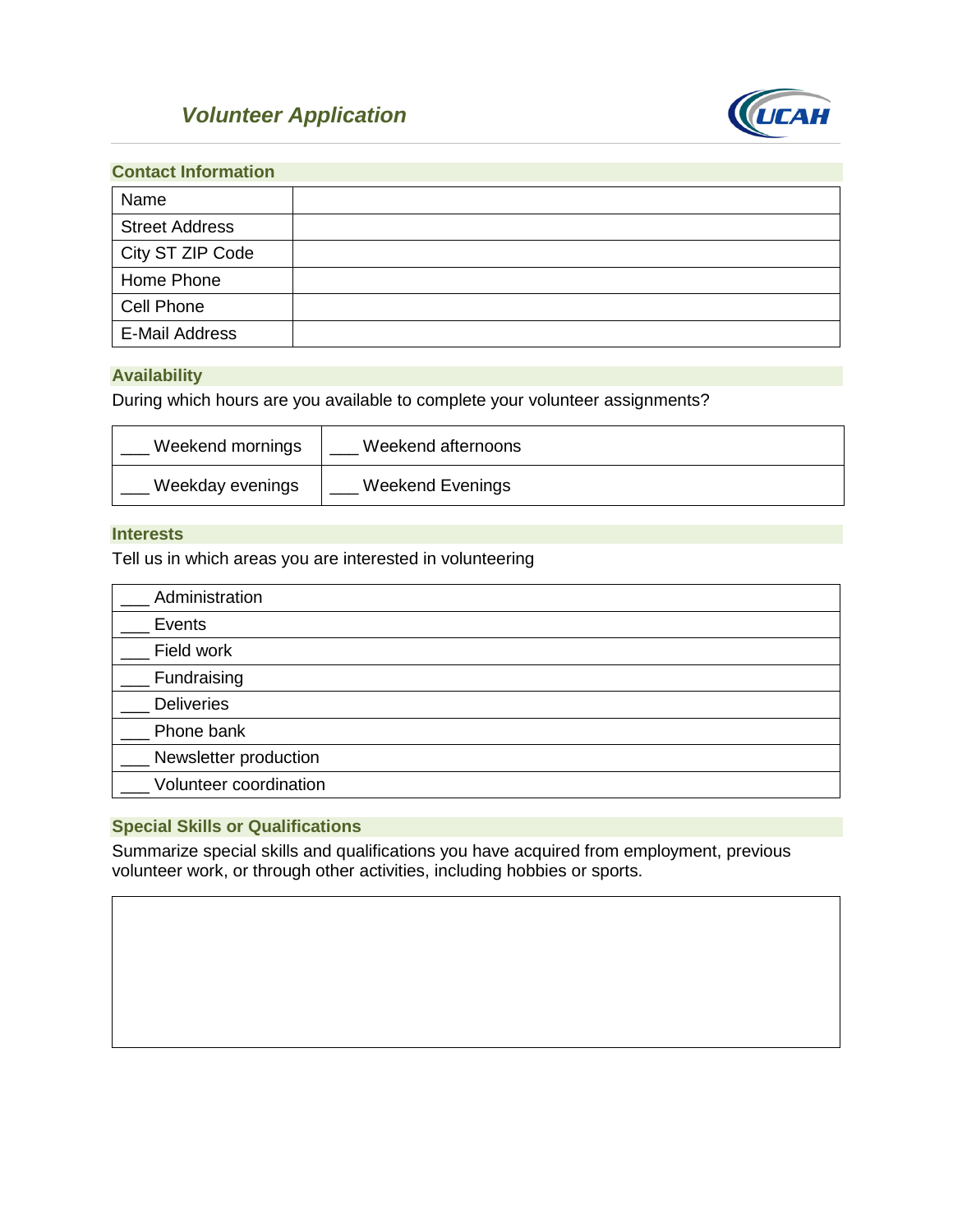# *Volunteer Application*

## Contact Information

| | |
|---|---|
| Name | |
| Street Address | |
| City ST ZIP Code | |
| Home Phone | |
| Cell Phone | |
| E-Mail Address | |

## Availability

During which hours are you available to complete your volunteer assignments?

| | |
|---|---|
| ___ Weekend mornings | ___ Weekend afternoons |
| ___ Weekday evenings | ___ Weekend Evenings |

## Interests

Tell us in which areas you are interested in volunteering

| |
|---|
| ___ Administration |
| ___ Events |
| ___ Field work |
| ___ Fundraising |
| ___ Deliveries |
| ___ Phone bank |
| ___ Newsletter production |
| ___ Volunteer coordination |

## Special Skills or Qualifications

Summarize special skills and qualifications you have acquired from employment, previous volunteer work, or through other activities, including hobbies or sports.

| |
|---|
| |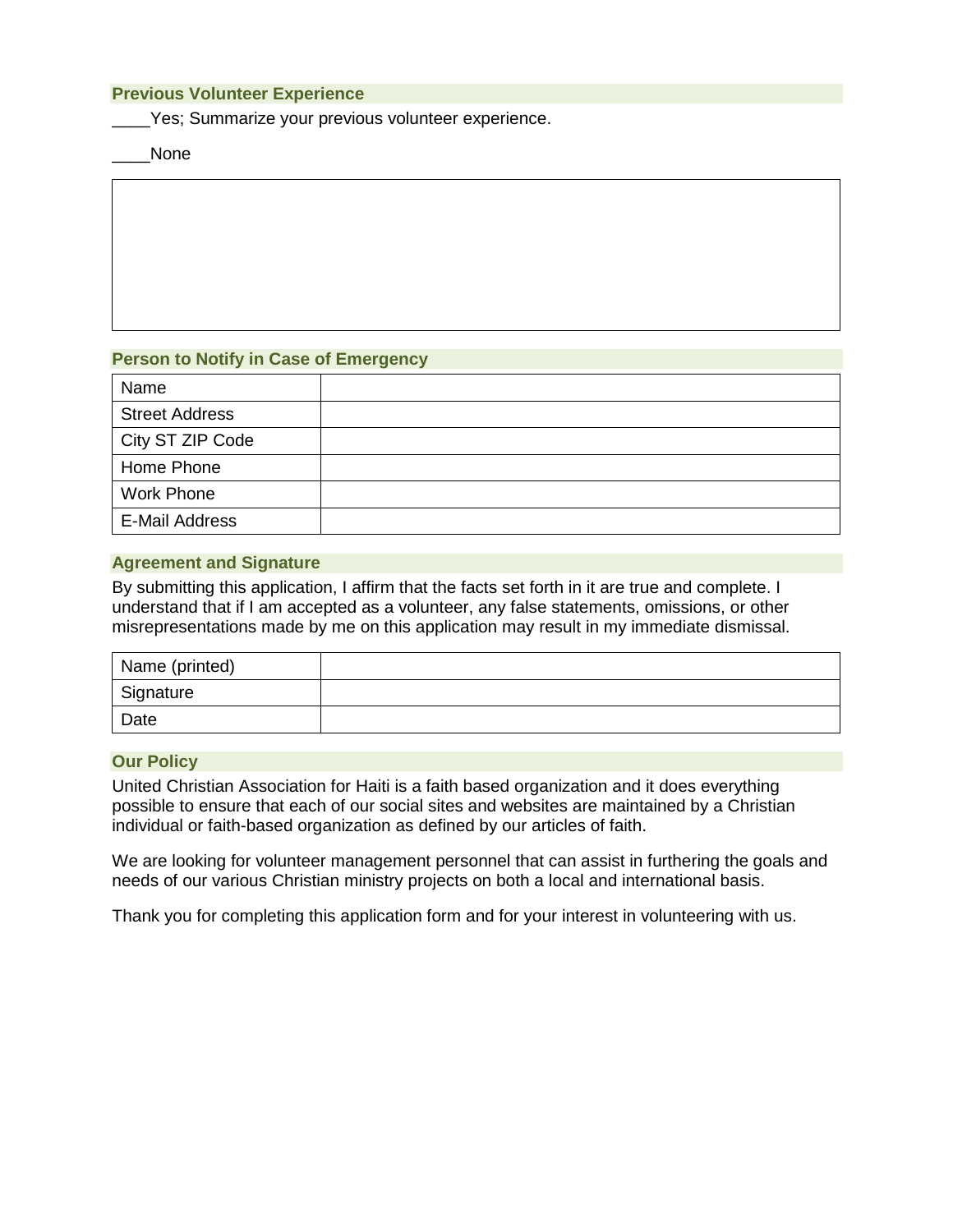## Previous Volunteer Experience

____Yes; Summarize your previous volunteer experience.

____None

| |
|---|
| |

## Person to Notify in Case of Emergency

| | |
|---|---|
| Name | |
| Street Address | |
| City ST ZIP Code | |
| Home Phone | |
| Work Phone | |
| E-Mail Address | |

## Agreement and Signature

By submitting this application, I affirm that the facts set forth in it are true and complete. I understand that if I am accepted as a volunteer, any false statements, omissions, or other misrepresentations made by me on this application may result in my immediate dismissal.

| | |
|---|---|
| Name (printed) | |
| Signature | |
| Date | |

## Our Policy

United Christian Association for Haiti is a faith based organization and it does everything possible to ensure that each of our social sites and websites are maintained by a Christian individual or faith-based organization as defined by our articles of faith.

We are looking for volunteer management personnel that can assist in furthering the goals and needs of our various Christian ministry projects on both a local and international basis.

Thank you for completing this application form and for your interest in volunteering with us.